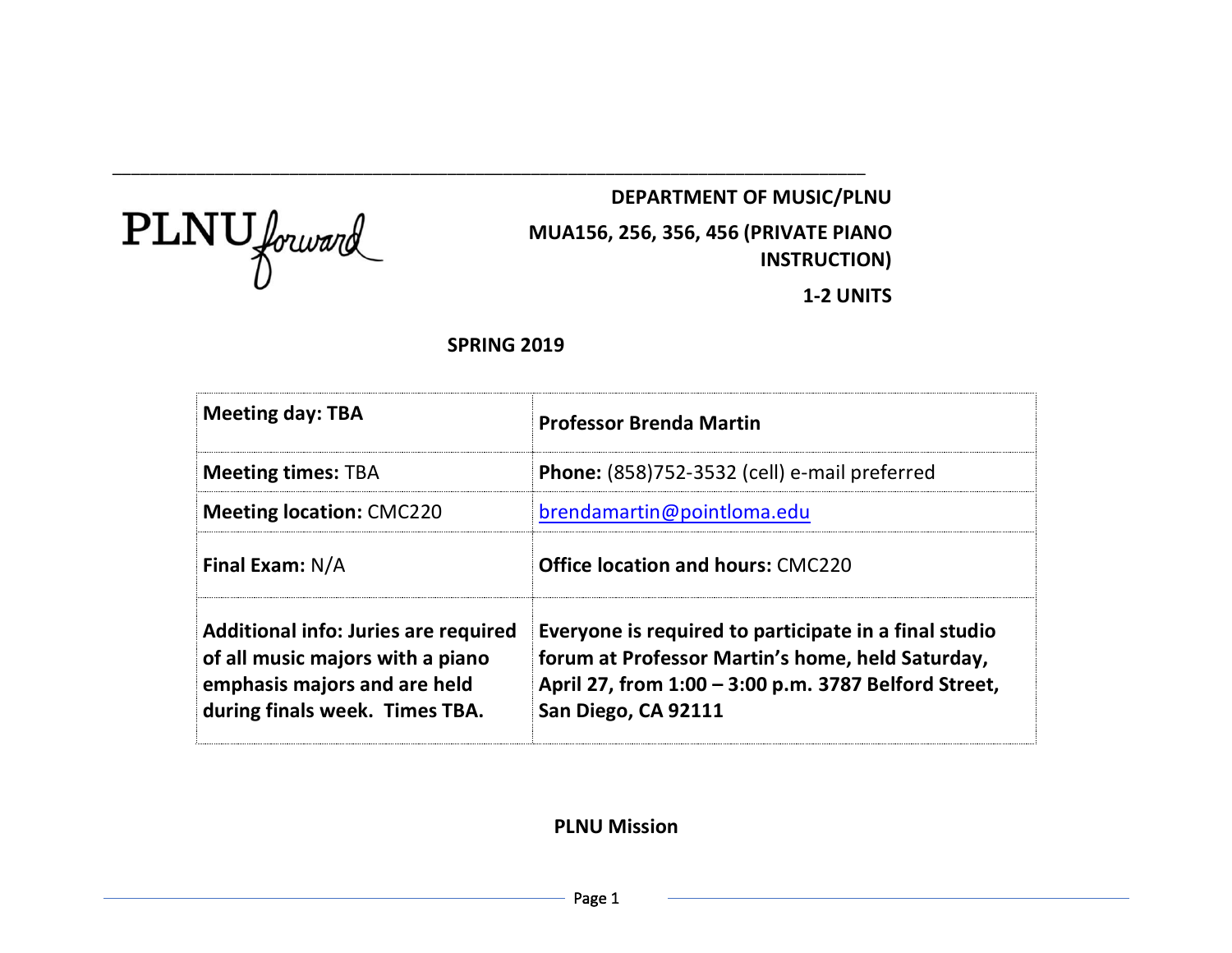PLNU forward

**DEPARTMENT OF MUSIC/PLNU**

**MUA156, 256, 356, 456 (PRIVATE PIANO INSTRUCTION)**

**1-2 UNITS**

**SPRING 2019**

| **Meeting day: TBA** | **Professor Brenda Martin** |
|---|---|
| **Meeting times:** TBA | **Phone:** (858)752-3532 (cell) e-mail preferred |
| **Meeting location:** CMC220 | brendamartin@pointloma.edu |
| **Final Exam:** N/A | **Office location and hours:** CMC220 |
| **Additional info: Juries are required of all music majors with a piano emphasis majors and are held during finals week. Times TBA.** | **Everyone is required to participate in a final studio forum at Professor Martin's home, held Saturday, April 27, from 1:00 – 3:00 p.m. 3787 Belford Street, San Diego, CA 92111** |

## PLNU Mission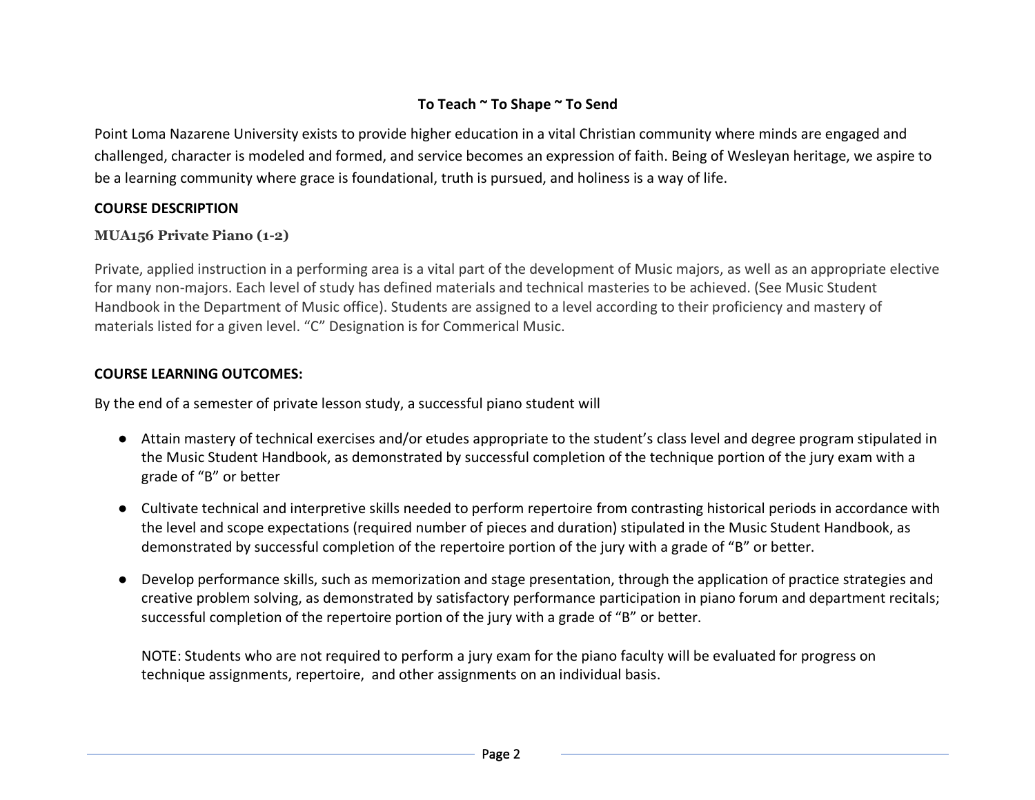**To Teach ~ To Shape ~ To Send**

Point Loma Nazarene University exists to provide higher education in a vital Christian community where minds are engaged and challenged, character is modeled and formed, and service becomes an expression of faith. Being of Wesleyan heritage, we aspire to be a learning community where grace is foundational, truth is pursued, and holiness is a way of life.

## COURSE DESCRIPTION

### MUA156 Private Piano (1-2)

Private, applied instruction in a performing area is a vital part of the development of Music majors, as well as an appropriate elective for many non-majors. Each level of study has defined materials and technical masteries to be achieved. (See Music Student Handbook in the Department of Music office). Students are assigned to a level according to their proficiency and mastery of materials listed for a given level. "C" Designation is for Commerical Music.

## COURSE LEARNING OUTCOMES:

By the end of a semester of private lesson study, a successful piano student will

- Attain mastery of technical exercises and/or etudes appropriate to the student's class level and degree program stipulated in the Music Student Handbook, as demonstrated by successful completion of the technique portion of the jury exam with a grade of "B" or better
- Cultivate technical and interpretive skills needed to perform repertoire from contrasting historical periods in accordance with the level and scope expectations (required number of pieces and duration) stipulated in the Music Student Handbook, as demonstrated by successful completion of the repertoire portion of the jury with a grade of "B" or better.
- Develop performance skills, such as memorization and stage presentation, through the application of practice strategies and creative problem solving, as demonstrated by satisfactory performance participation in piano forum and department recitals; successful completion of the repertoire portion of the jury with a grade of "B" or better.

  NOTE: Students who are not required to perform a jury exam for the piano faculty will be evaluated for progress on technique assignments, repertoire, and other assignments on an individual basis.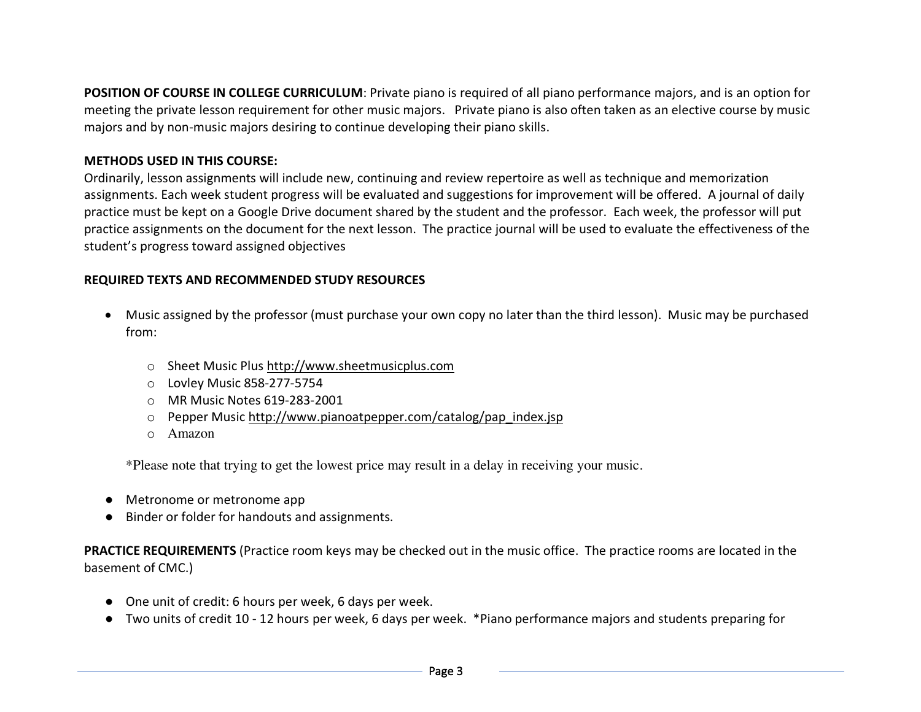**POSITION OF COURSE IN COLLEGE CURRICULUM**: Private piano is required of all piano performance majors, and is an option for meeting the private lesson requirement for other music majors. Private piano is also often taken as an elective course by music majors and by non-music majors desiring to continue developing their piano skills.

**METHODS USED IN THIS COURSE:**
Ordinarily, lesson assignments will include new, continuing and review repertoire as well as technique and memorization assignments. Each week student progress will be evaluated and suggestions for improvement will be offered. A journal of daily practice must be kept on a Google Drive document shared by the student and the professor. Each week, the professor will put practice assignments on the document for the next lesson. The practice journal will be used to evaluate the effectiveness of the student's progress toward assigned objectives

**REQUIRED TEXTS AND RECOMMENDED STUDY RESOURCES**

- Music assigned by the professor (must purchase your own copy no later than the third lesson). Music may be purchased from:
  - Sheet Music Plus http://www.sheetmusicplus.com
  - Lovley Music 858-277-5754
  - MR Music Notes 619-283-2001
  - Pepper Music http://www.pianoatpepper.com/catalog/pap_index.jsp
  - Amazon

  *Please note that trying to get the lowest price may result in a delay in receiving your music.

- Metronome or metronome app
- Binder or folder for handouts and assignments.

**PRACTICE REQUIREMENTS** (Practice room keys may be checked out in the music office. The practice rooms are located in the basement of CMC.)

- One unit of credit: 6 hours per week, 6 days per week.
- Two units of credit 10 - 12 hours per week, 6 days per week. *Piano performance majors and students preparing for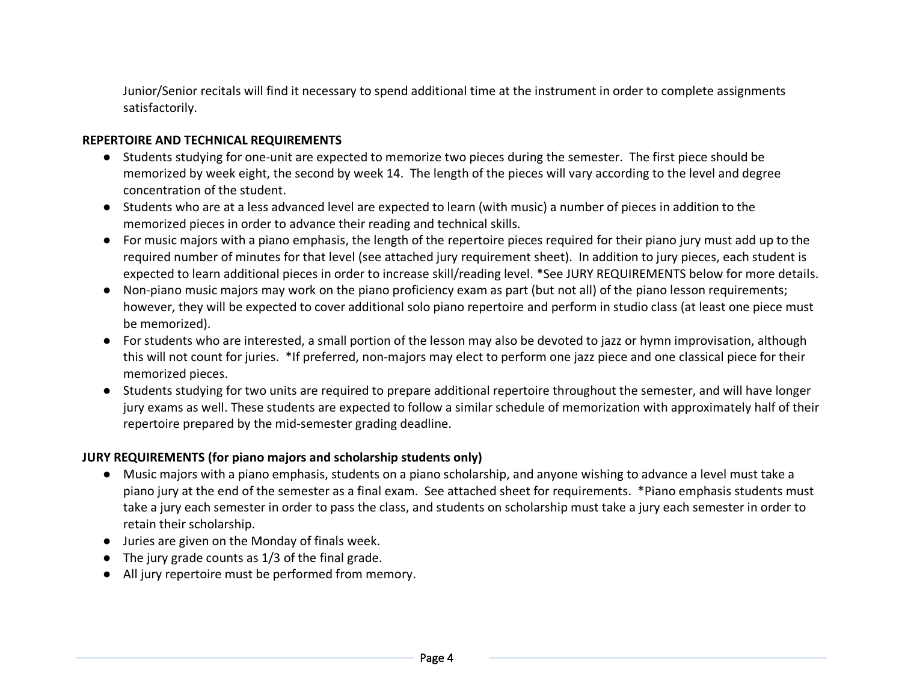Junior/Senior recitals will find it necessary to spend additional time at the instrument in order to complete assignments satisfactorily.

**REPERTOIRE AND TECHNICAL REQUIREMENTS**

- Students studying for one-unit are expected to memorize two pieces during the semester. The first piece should be memorized by week eight, the second by week 14. The length of the pieces will vary according to the level and degree concentration of the student.
- Students who are at a less advanced level are expected to learn (with music) a number of pieces in addition to the memorized pieces in order to advance their reading and technical skills.
- For music majors with a piano emphasis, the length of the repertoire pieces required for their piano jury must add up to the required number of minutes for that level (see attached jury requirement sheet). In addition to jury pieces, each student is expected to learn additional pieces in order to increase skill/reading level. *See JURY REQUIREMENTS below for more details.
- Non-piano music majors may work on the piano proficiency exam as part (but not all) of the piano lesson requirements; however, they will be expected to cover additional solo piano repertoire and perform in studio class (at least one piece must be memorized).
- For students who are interested, a small portion of the lesson may also be devoted to jazz or hymn improvisation, although this will not count for juries. *If preferred, non-majors may elect to perform one jazz piece and one classical piece for their memorized pieces.
- Students studying for two units are required to prepare additional repertoire throughout the semester, and will have longer jury exams as well. These students are expected to follow a similar schedule of memorization with approximately half of their repertoire prepared by the mid-semester grading deadline.

**JURY REQUIREMENTS (for piano majors and scholarship students only)**

- Music majors with a piano emphasis, students on a piano scholarship, and anyone wishing to advance a level must take a piano jury at the end of the semester as a final exam. See attached sheet for requirements. *Piano emphasis students must take a jury each semester in order to pass the class, and students on scholarship must take a jury each semester in order to retain their scholarship.
- Juries are given on the Monday of finals week.
- The jury grade counts as 1/3 of the final grade.
- All jury repertoire must be performed from memory.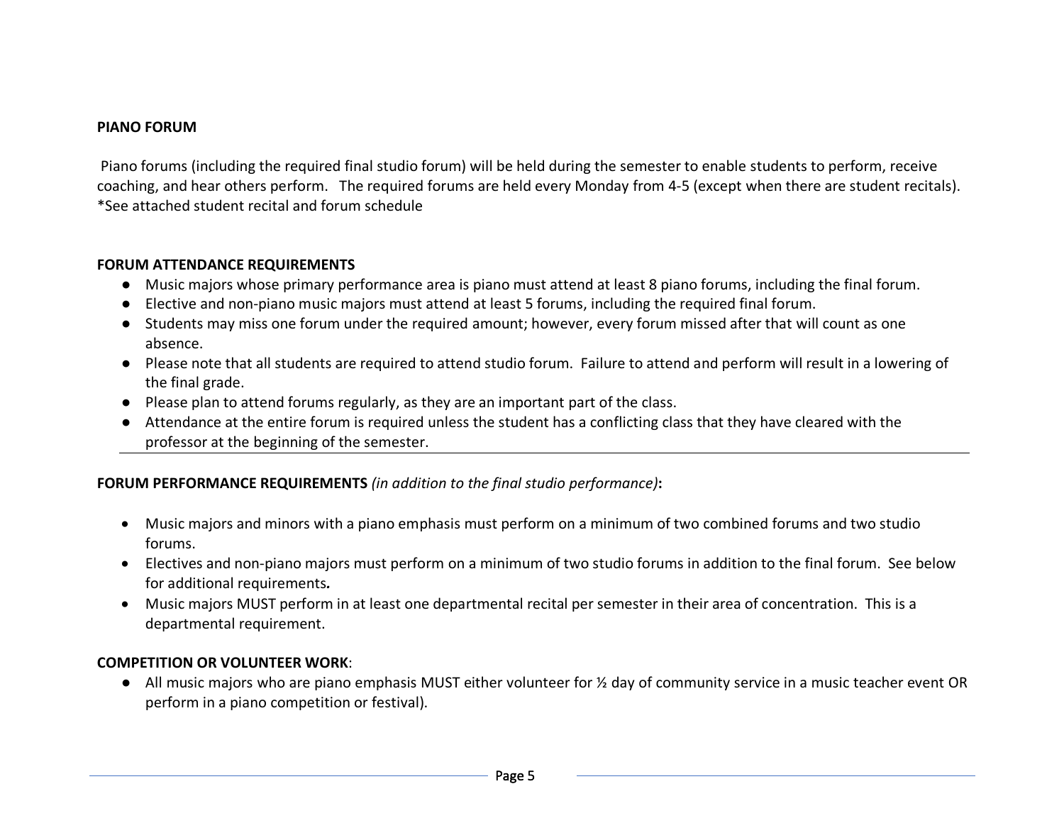**PIANO FORUM**

Piano forums (including the required final studio forum) will be held during the semester to enable students to perform, receive coaching, and hear others perform. The required forums are held every Monday from 4-5 (except when there are student recitals). *See attached student recital and forum schedule

**FORUM ATTENDANCE REQUIREMENTS**

- Music majors whose primary performance area is piano must attend at least 8 piano forums, including the final forum.
- Elective and non-piano music majors must attend at least 5 forums, including the required final forum.
- Students may miss one forum under the required amount; however, every forum missed after that will count as one absence.
- Please note that all students are required to attend studio forum. Failure to attend and perform will result in a lowering of the final grade.
- Please plan to attend forums regularly, as they are an important part of the class.
- Attendance at the entire forum is required unless the student has a conflicting class that they have cleared with the professor at the beginning of the semester.

---

**FORUM PERFORMANCE REQUIREMENTS** *(in addition to the final studio performance)***:**

- Music majors and minors with a piano emphasis must perform on a minimum of two combined forums and two studio forums.
- Electives and non-piano majors must perform on a minimum of two studio forums in addition to the final forum. See below for additional requirements***.***
- Music majors MUST perform in at least one departmental recital per semester in their area of concentration. This is a departmental requirement.

**COMPETITION OR VOLUNTEER WORK**:

- All music majors who are piano emphasis MUST either volunteer for ½ day of community service in a music teacher event OR perform in a piano competition or festival).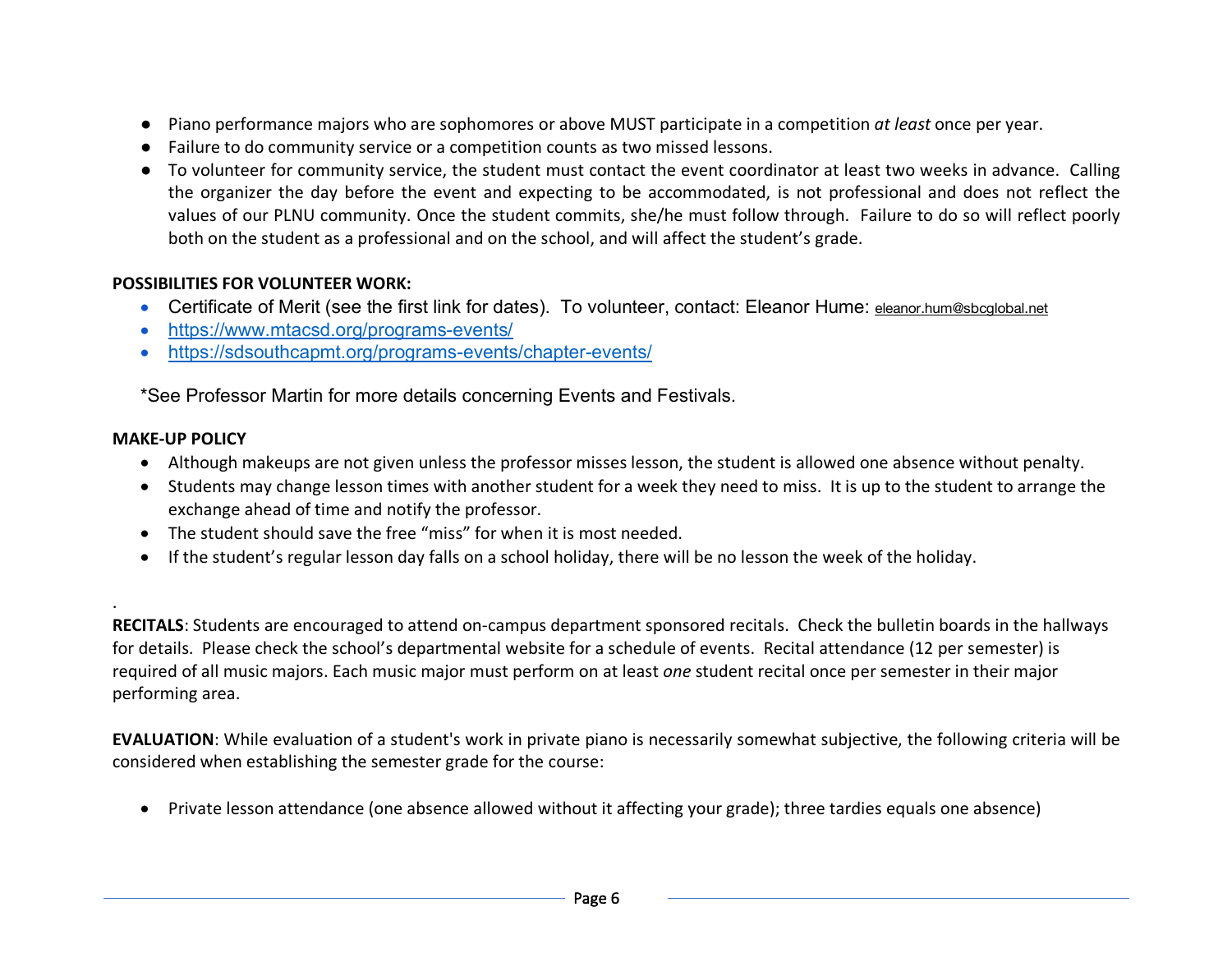- Piano performance majors who are sophomores or above MUST participate in a competition *at least* once per year.
- Failure to do community service or a competition counts as two missed lessons.
- To volunteer for community service, the student must contact the event coordinator at least two weeks in advance. Calling the organizer the day before the event and expecting to be accommodated, is not professional and does not reflect the values of our PLNU community. Once the student commits, she/he must follow through. Failure to do so will reflect poorly both on the student as a professional and on the school, and will affect the student's grade.

**POSSIBILITIES FOR VOLUNTEER WORK:**

- Certificate of Merit (see the first link for dates). To volunteer, contact: Eleanor Hume: eleanor.hum@sbcglobal.net
- https://www.mtacsd.org/programs-events/
- https://sdsouthcapmt.org/programs-events/chapter-events/

*See Professor Martin for more details concerning Events and Festivals.

**MAKE-UP POLICY**

- Although makeups are not given unless the professor misses lesson, the student is allowed one absence without penalty.
- Students may change lesson times with another student for a week they need to miss. It is up to the student to arrange the exchange ahead of time and notify the professor.
- The student should save the free "miss" for when it is most needed.
- If the student's regular lesson day falls on a school holiday, there will be no lesson the week of the holiday.

**RECITALS**: Students are encouraged to attend on-campus department sponsored recitals. Check the bulletin boards in the hallways for details. Please check the school's departmental website for a schedule of events. Recital attendance (12 per semester) is required of all music majors. Each music major must perform on at least *one* student recital once per semester in their major performing area.

**EVALUATION**: While evaluation of a student's work in private piano is necessarily somewhat subjective, the following criteria will be considered when establishing the semester grade for the course:

- Private lesson attendance (one absence allowed without it affecting your grade); three tardies equals one absence)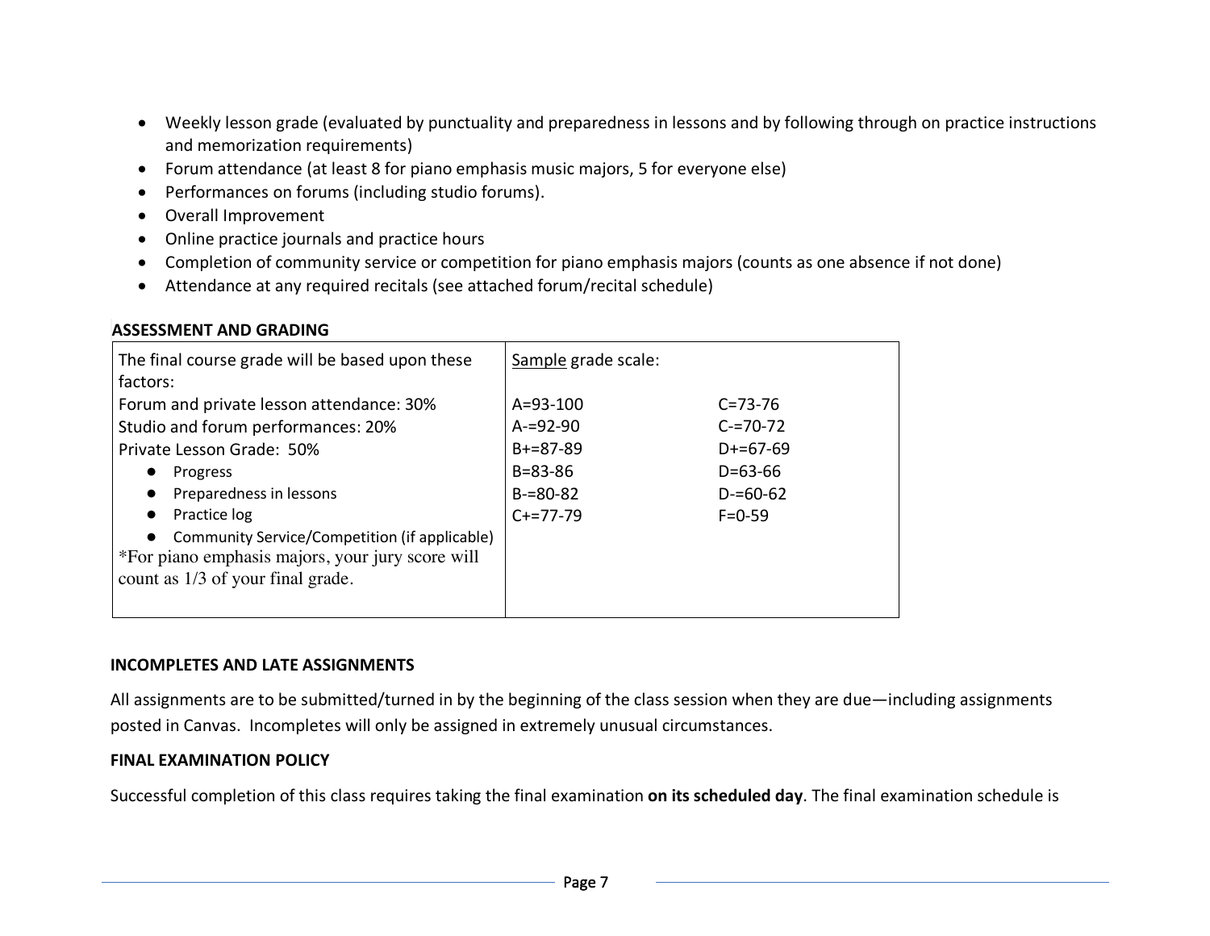- Weekly lesson grade (evaluated by punctuality and preparedness in lessons and by following through on practice instructions and memorization requirements)
- Forum attendance (at least 8 for piano emphasis music majors, 5 for everyone else)
- Performances on forums (including studio forums).
- Overall Improvement
- Online practice journals and practice hours
- Completion of community service or competition for piano emphasis majors (counts as one absence if not done)
- Attendance at any required recitals (see attached forum/recital schedule)

**ASSESSMENT AND GRADING**

| The final course grade will be based upon these factors: | Sample grade scale: | |
|---|---|---|
| Forum and private lesson attendance: 30% | A=93-100 | C=73-76 |
| Studio and forum performances: 20% | A-=92-90 | C-=70-72 |
| Private Lesson Grade: 50% | B+=87-89 | D+=67-69 |
| • Progress | B=83-86 | D=63-66 |
| • Preparedness in lessons | B-=80-82 | D-=60-62 |
| • Practice log | C+=77-79 | F=0-59 |
| • Community Service/Competition (if applicable) | | |
| *For piano emphasis majors, your jury score will count as 1/3 of your final grade. | | |

**INCOMPLETES AND LATE ASSIGNMENTS**

All assignments are to be submitted/turned in by the beginning of the class session when they are due—including assignments posted in Canvas. Incompletes will only be assigned in extremely unusual circumstances.

**FINAL EXAMINATION POLICY**

Successful completion of this class requires taking the final examination **on its scheduled day**. The final examination schedule is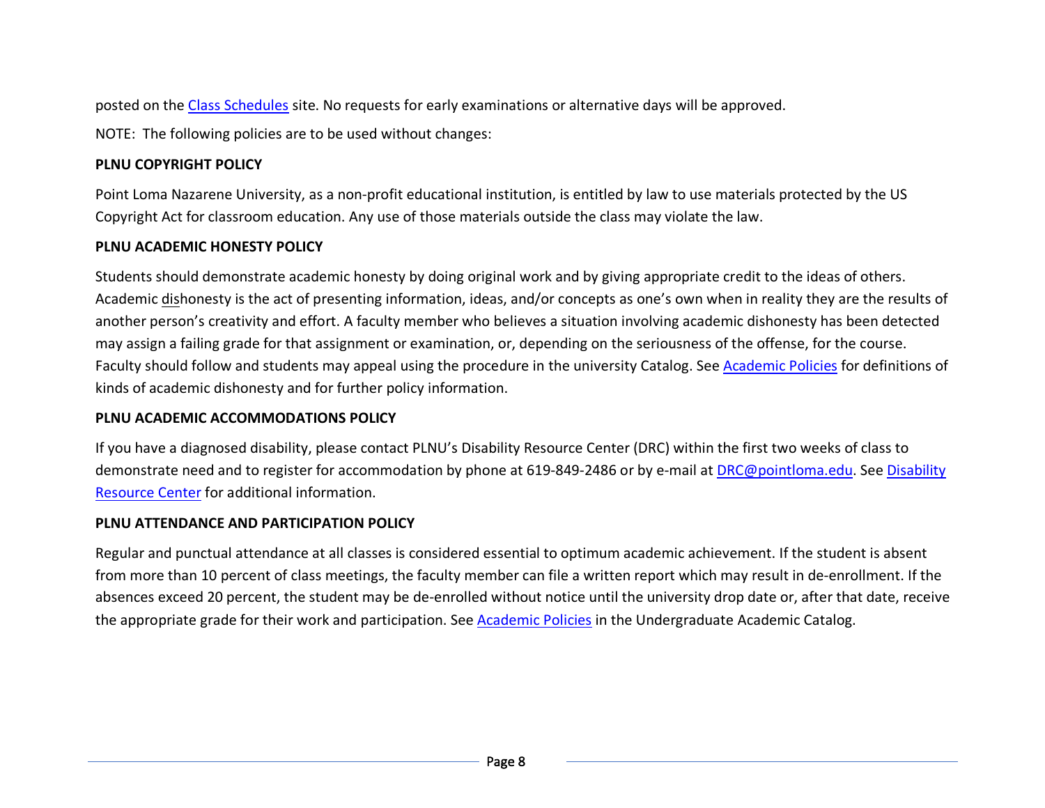posted on the [Class Schedules] site. No requests for early examinations or alternative days will be approved.

NOTE: The following policies are to be used without changes:

**PLNU COPYRIGHT POLICY**

Point Loma Nazarene University, as a non-profit educational institution, is entitled by law to use materials protected by the US Copyright Act for classroom education. Any use of those materials outside the class may violate the law.

**PLNU ACADEMIC HONESTY POLICY**

Students should demonstrate academic honesty by doing original work and by giving appropriate credit to the ideas of others. Academic dishonesty is the act of presenting information, ideas, and/or concepts as one's own when in reality they are the results of another person's creativity and effort. A faculty member who believes a situation involving academic dishonesty has been detected may assign a failing grade for that assignment or examination, or, depending on the seriousness of the offense, for the course. Faculty should follow and students may appeal using the procedure in the university Catalog. See Academic Policies for definitions of kinds of academic dishonesty and for further policy information.

**PLNU ACADEMIC ACCOMMODATIONS POLICY**

If you have a diagnosed disability, please contact PLNU's Disability Resource Center (DRC) within the first two weeks of class to demonstrate need and to register for accommodation by phone at 619-849-2486 or by e-mail at DRC@pointloma.edu. See Disability Resource Center for additional information.

**PLNU ATTENDANCE AND PARTICIPATION POLICY**

Regular and punctual attendance at all classes is considered essential to optimum academic achievement. If the student is absent from more than 10 percent of class meetings, the faculty member can file a written report which may result in de-enrollment. If the absences exceed 20 percent, the student may be de-enrolled without notice until the university drop date or, after that date, receive the appropriate grade for their work and participation. See Academic Policies in the Undergraduate Academic Catalog.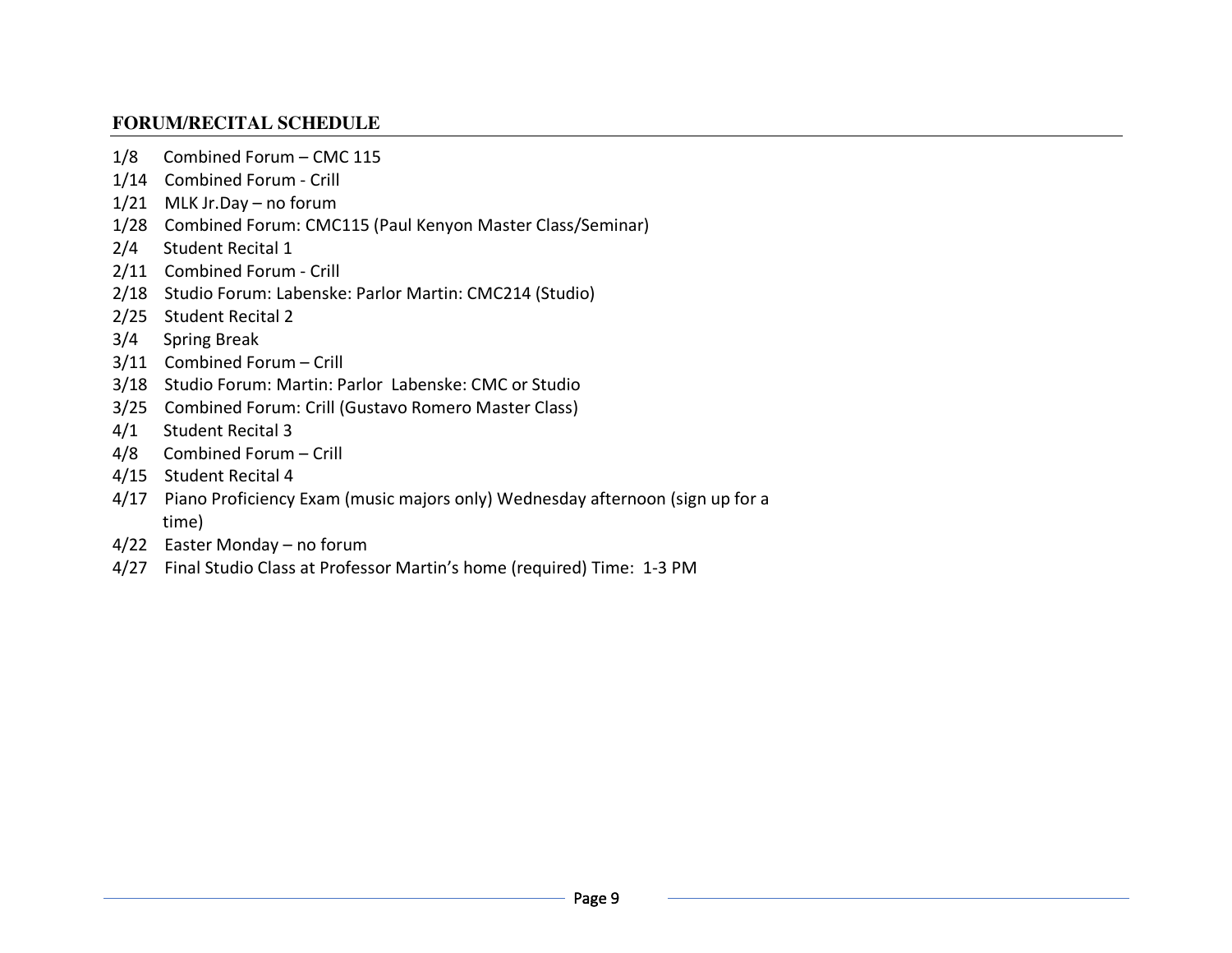### FORUM/RECITAL SCHEDULE

- 1/8 Combined Forum – CMC 115
- 1/14 Combined Forum - Crill
- 1/21 MLK Jr.Day – no forum
- 1/28 Combined Forum: CMC115 (Paul Kenyon Master Class/Seminar)
- 2/4 Student Recital 1
- 2/11 Combined Forum - Crill
- 2/18 Studio Forum: Labenske: Parlor Martin: CMC214 (Studio)
- 2/25 Student Recital 2
- 3/4 Spring Break
- 3/11 Combined Forum – Crill
- 3/18 Studio Forum: Martin: Parlor Labenske: CMC or Studio
- 3/25 Combined Forum: Crill (Gustavo Romero Master Class)
- 4/1 Student Recital 3
- 4/8 Combined Forum – Crill
- 4/15 Student Recital 4
- 4/17 Piano Proficiency Exam (music majors only) Wednesday afternoon (sign up for a time)
- 4/22 Easter Monday – no forum
- 4/27 Final Studio Class at Professor Martin's home (required) Time: 1-3 PM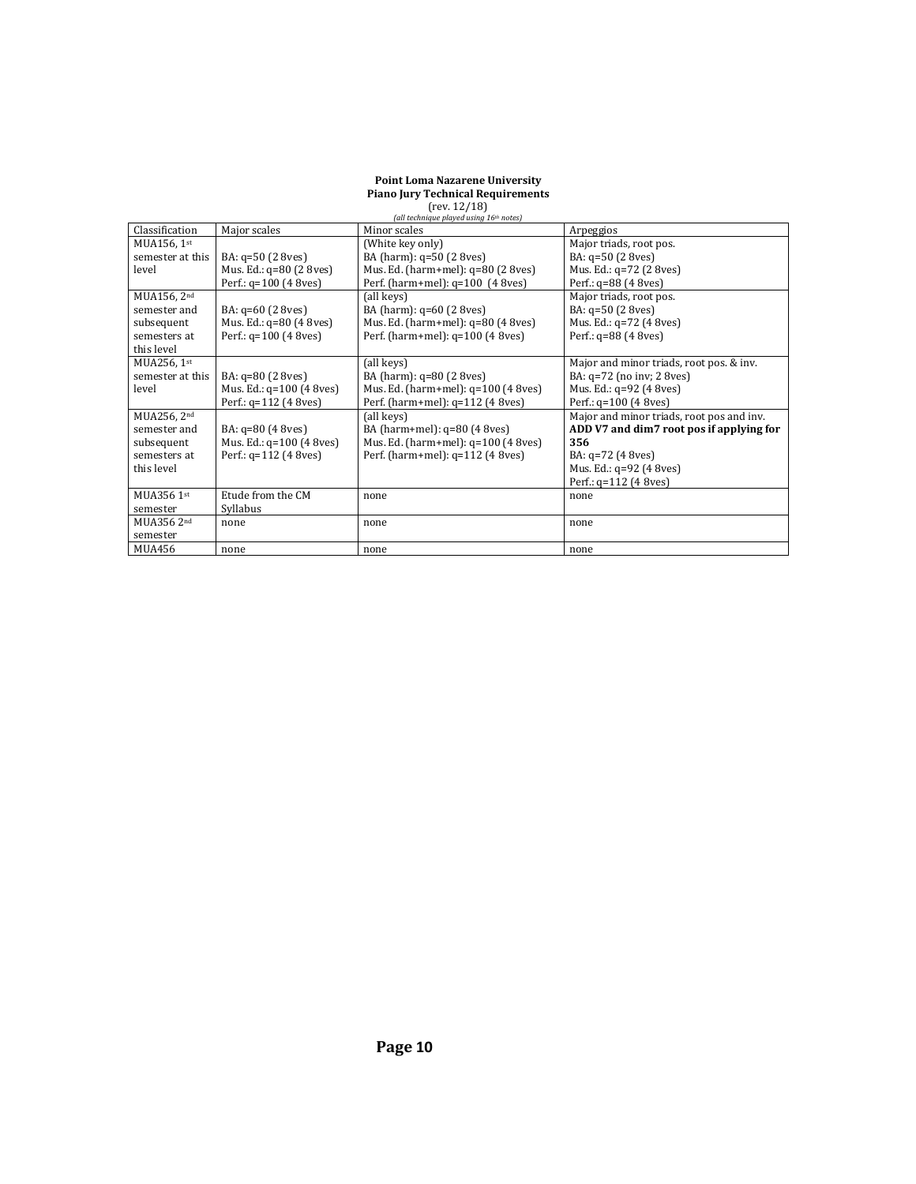**Point Loma Nazarene University**
**Piano Jury Technical Requirements**
(rev. 12/18)
*(all technique played using 16th notes)*

| Classification | Major scales | Minor scales | Arpeggios |
|---|---|---|---|
| MUA156, 1st semester at this level | BA: q=50 (2 8ves)<br>Mus. Ed.: q=80 (2 8ves)<br>Perf.: q=100 (4 8ves) | (White key only)<br>BA (harm): q=50 (2 8ves)<br>Mus. Ed. (harm+mel): q=80 (2 8ves)<br>Perf. (harm+mel): q=100 (4 8ves) | Major triads, root pos.<br>BA: q=50 (2 8ves)<br>Mus. Ed.: q=72 (2 8ves)<br>Perf.: q=88 (4 8ves) |
| MUA156, 2nd semester and subsequent semesters at this level | BA: q=60 (2 8ves)<br>Mus. Ed.: q=80 (4 8ves)<br>Perf.: q=100 (4 8ves) | (all keys)<br>BA (harm): q=60 (2 8ves)<br>Mus. Ed. (harm+mel): q=80 (4 8ves)<br>Perf. (harm+mel): q=100 (4 8ves) | Major triads, root pos.<br>BA: q=50 (2 8ves)<br>Mus. Ed.: q=72 (4 8ves)<br>Perf.: q=88 (4 8ves) |
| MUA256, 1st semester at this level | BA: q=80 (2 8ves)<br>Mus. Ed.: q=100 (4 8ves)<br>Perf.: q=112 (4 8ves) | (all keys)<br>BA (harm): q=80 (2 8ves)<br>Mus. Ed. (harm+mel): q=100 (4 8ves)<br>Perf. (harm+mel): q=112 (4 8ves) | Major and minor triads, root pos. & inv.<br>BA: q=72 (no inv; 2 8ves)<br>Mus. Ed.: q=92 (4 8ves)<br>Perf.: q=100 (4 8ves) |
| MUA256, 2nd semester and subsequent semesters at this level | BA: q=80 (4 8ves)<br>Mus. Ed.: q=100 (4 8ves)<br>Perf.: q=112 (4 8ves) | (all keys)<br>BA (harm+mel): q=80 (4 8ves)<br>Mus. Ed. (harm+mel): q=100 (4 8ves)<br>Perf. (harm+mel): q=112 (4 8ves) | Major and minor triads, root pos and inv.<br>**ADD V7 and dim7 root pos if applying for 356**<br>BA: q=72 (4 8ves)<br>Mus. Ed.: q=92 (4 8ves)<br>Perf.: q=112 (4 8ves) |
| MUA356 1st semester | Etude from the CM Syllabus | none | none |
| MUA356 2nd semester | none | none | none |
| MUA456 | none | none | none |